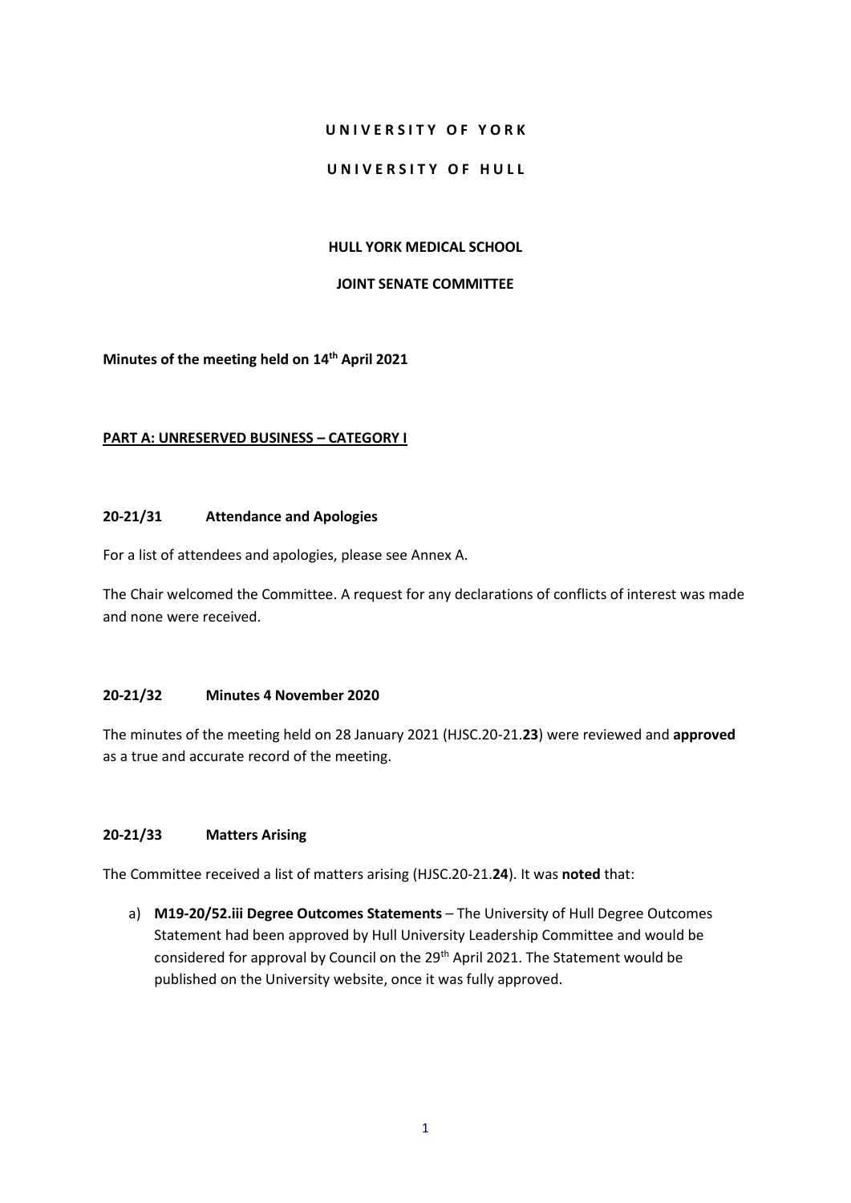**U N I V E R S I T Y   O F   Y O R K**

**U N I V E R S I T Y   O F   H U L L**

**HULL YORK MEDICAL SCHOOL**

**JOINT SENATE COMMITTEE**

**Minutes of the meeting held on 14th April 2021**

**PART A: UNRESERVED BUSINESS – CATEGORY I**

**20-21/31 Attendance and Apologies**

For a list of attendees and apologies, please see Annex A.

The Chair welcomed the Committee. A request for any declarations of conflicts of interest was made and none were received.

**20-21/32 Minutes 4 November 2020**

The minutes of the meeting held on 28 January 2021 (HJSC.20-21.**23**) were reviewed and **approved** as a true and accurate record of the meeting.

**20-21/33 Matters Arising**

The Committee received a list of matters arising (HJSC.20-21.**24**). It was **noted** that:

a) **M19-20/52.iii Degree Outcomes Statements** – The University of Hull Degree Outcomes Statement had been approved by Hull University Leadership Committee and would be considered for approval by Council on the 29th April 2021. The Statement would be published on the University website, once it was fully approved.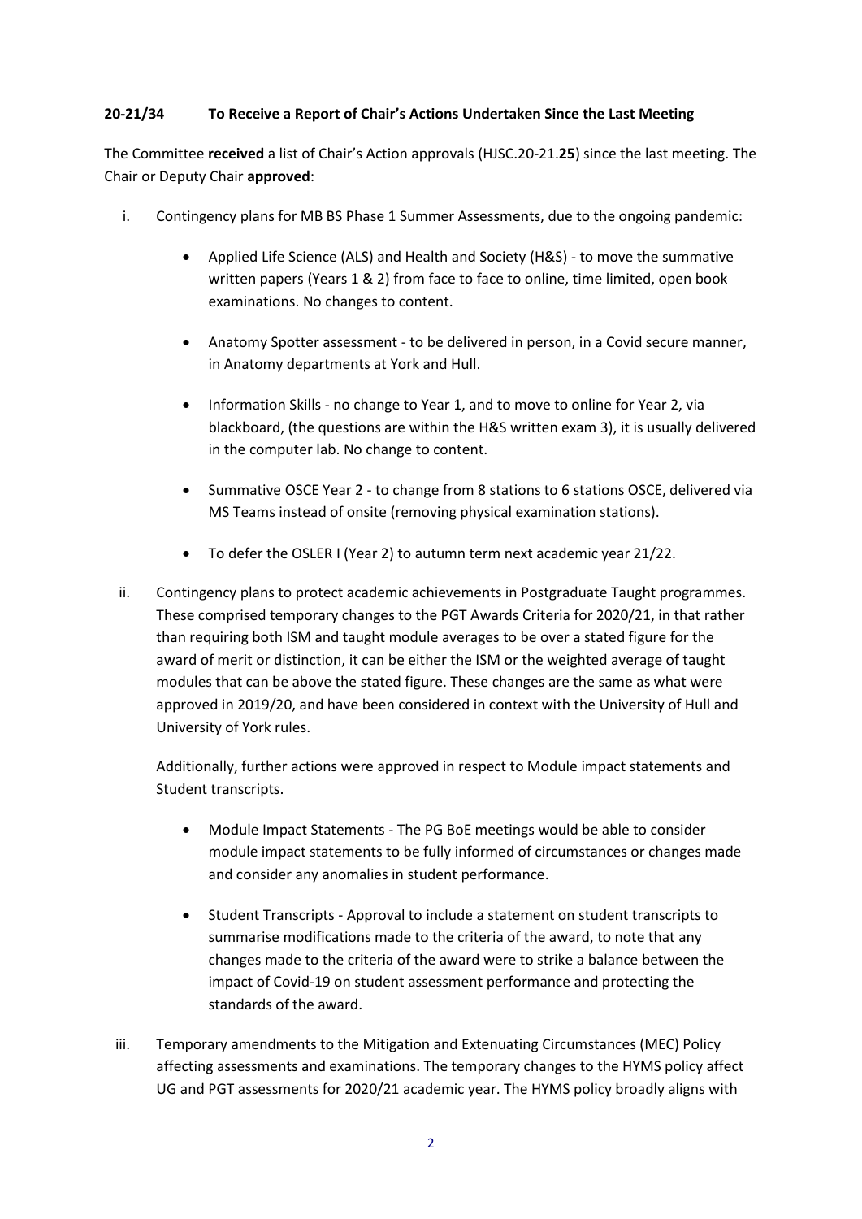**20-21/34 To Receive a Report of Chair's Actions Undertaken Since the Last Meeting**

The Committee **received** a list of Chair's Action approvals (HJSC.20-21.**25**) since the last meeting. The Chair or Deputy Chair **approved**:

i. Contingency plans for MB BS Phase 1 Summer Assessments, due to the ongoing pandemic:

- Applied Life Science (ALS) and Health and Society (H&S) - to move the summative written papers (Years 1 & 2) from face to face to online, time limited, open book examinations. No changes to content.
- Anatomy Spotter assessment - to be delivered in person, in a Covid secure manner, in Anatomy departments at York and Hull.
- Information Skills - no change to Year 1, and to move to online for Year 2, via blackboard, (the questions are within the H&S written exam 3), it is usually delivered in the computer lab. No change to content.
- Summative OSCE Year 2 - to change from 8 stations to 6 stations OSCE, delivered via MS Teams instead of onsite (removing physical examination stations).
- To defer the OSLER I (Year 2) to autumn term next academic year 21/22.

ii. Contingency plans to protect academic achievements in Postgraduate Taught programmes. These comprised temporary changes to the PGT Awards Criteria for 2020/21, in that rather than requiring both ISM and taught module averages to be over a stated figure for the award of merit or distinction, it can be either the ISM or the weighted average of taught modules that can be above the stated figure. These changes are the same as what were approved in 2019/20, and have been considered in context with the University of Hull and University of York rules.

   Additionally, further actions were approved in respect to Module impact statements and Student transcripts.

   - Module Impact Statements - The PG BoE meetings would be able to consider module impact statements to be fully informed of circumstances or changes made and consider any anomalies in student performance.
   - Student Transcripts - Approval to include a statement on student transcripts to summarise modifications made to the criteria of the award, to note that any changes made to the criteria of the award were to strike a balance between the impact of Covid-19 on student assessment performance and protecting the standards of the award.

iii. Temporary amendments to the Mitigation and Extenuating Circumstances (MEC) Policy affecting assessments and examinations. The temporary changes to the HYMS policy affect UG and PGT assessments for 2020/21 academic year. The HYMS policy broadly aligns with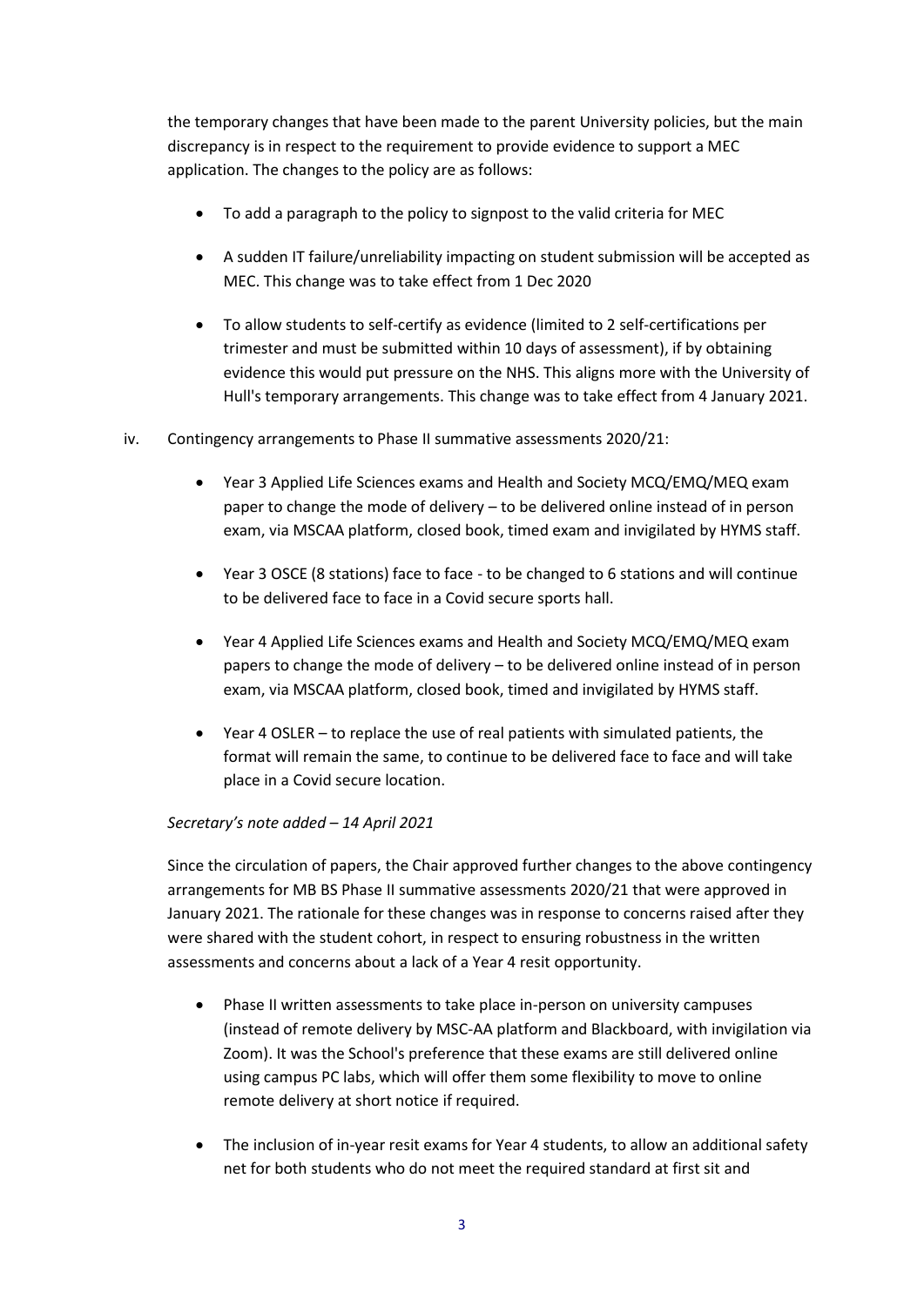the temporary changes that have been made to the parent University policies, but the main discrepancy is in respect to the requirement to provide evidence to support a MEC application. The changes to the policy are as follows:

- To add a paragraph to the policy to signpost to the valid criteria for MEC
- A sudden IT failure/unreliability impacting on student submission will be accepted as MEC. This change was to take effect from 1 Dec 2020
- To allow students to self-certify as evidence (limited to 2 self-certifications per trimester and must be submitted within 10 days of assessment), if by obtaining evidence this would put pressure on the NHS. This aligns more with the University of Hull's temporary arrangements. This change was to take effect from 4 January 2021.

iv. Contingency arrangements to Phase II summative assessments 2020/21:

- Year 3 Applied Life Sciences exams and Health and Society MCQ/EMQ/MEQ exam paper to change the mode of delivery – to be delivered online instead of in person exam, via MSCAA platform, closed book, timed exam and invigilated by HYMS staff.
- Year 3 OSCE (8 stations) face to face - to be changed to 6 stations and will continue to be delivered face to face in a Covid secure sports hall.
- Year 4 Applied Life Sciences exams and Health and Society MCQ/EMQ/MEQ exam papers to change the mode of delivery – to be delivered online instead of in person exam, via MSCAA platform, closed book, timed and invigilated by HYMS staff.
- Year 4 OSLER – to replace the use of real patients with simulated patients, the format will remain the same, to continue to be delivered face to face and will take place in a Covid secure location.

*Secretary's note added – 14 April 2021*

Since the circulation of papers, the Chair approved further changes to the above contingency arrangements for MB BS Phase II summative assessments 2020/21 that were approved in January 2021. The rationale for these changes was in response to concerns raised after they were shared with the student cohort, in respect to ensuring robustness in the written assessments and concerns about a lack of a Year 4 resit opportunity.

- Phase II written assessments to take place in-person on university campuses (instead of remote delivery by MSC-AA platform and Blackboard, with invigilation via Zoom). It was the School's preference that these exams are still delivered online using campus PC labs, which will offer them some flexibility to move to online remote delivery at short notice if required.
- The inclusion of in-year resit exams for Year 4 students, to allow an additional safety net for both students who do not meet the required standard at first sit and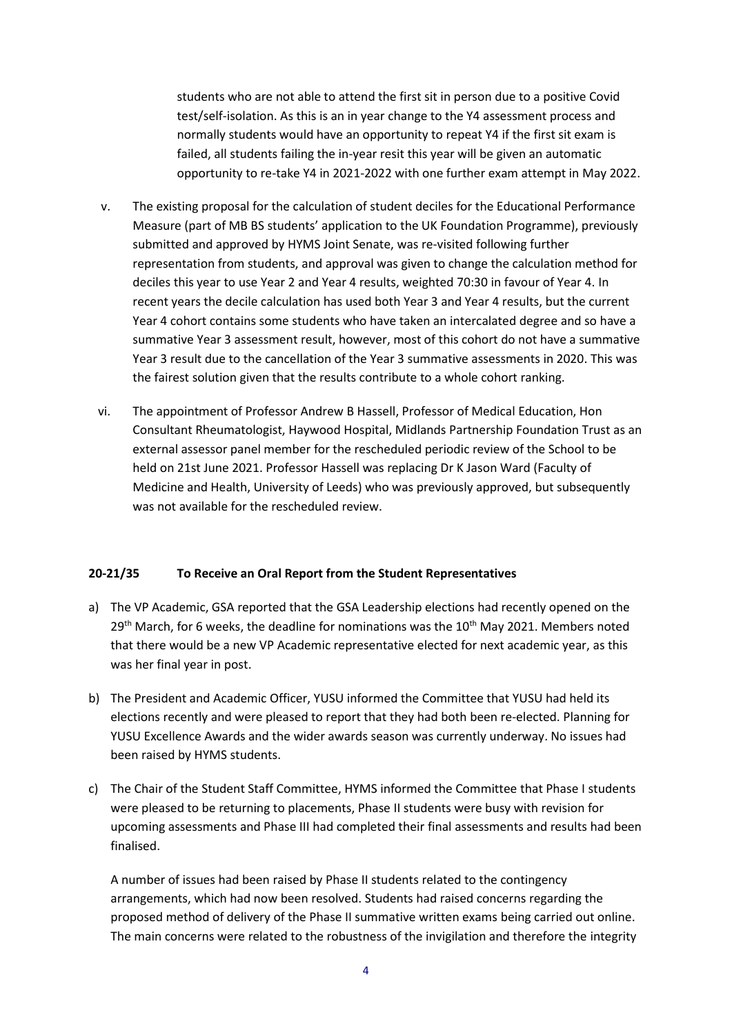students who are not able to attend the first sit in person due to a positive Covid test/self-isolation. As this is an in year change to the Y4 assessment process and normally students would have an opportunity to repeat Y4 if the first sit exam is failed, all students failing the in-year resit this year will be given an automatic opportunity to re-take Y4 in 2021-2022 with one further exam attempt in May 2022.

v. The existing proposal for the calculation of student deciles for the Educational Performance Measure (part of MB BS students' application to the UK Foundation Programme), previously submitted and approved by HYMS Joint Senate, was re-visited following further representation from students, and approval was given to change the calculation method for deciles this year to use Year 2 and Year 4 results, weighted 70:30 in favour of Year 4. In recent years the decile calculation has used both Year 3 and Year 4 results, but the current Year 4 cohort contains some students who have taken an intercalated degree and so have a summative Year 3 assessment result, however, most of this cohort do not have a summative Year 3 result due to the cancellation of the Year 3 summative assessments in 2020. This was the fairest solution given that the results contribute to a whole cohort ranking.

vi. The appointment of Professor Andrew B Hassell, Professor of Medical Education, Hon Consultant Rheumatologist, Haywood Hospital, Midlands Partnership Foundation Trust as an external assessor panel member for the rescheduled periodic review of the School to be held on 21st June 2021. Professor Hassell was replacing Dr K Jason Ward (Faculty of Medicine and Health, University of Leeds) who was previously approved, but subsequently was not available for the rescheduled review.

**20-21/35 To Receive an Oral Report from the Student Representatives**

a) The VP Academic, GSA reported that the GSA Leadership elections had recently opened on the 29th March, for 6 weeks, the deadline for nominations was the 10th May 2021. Members noted that there would be a new VP Academic representative elected for next academic year, as this was her final year in post.

b) The President and Academic Officer, YUSU informed the Committee that YUSU had held its elections recently and were pleased to report that they had both been re-elected. Planning for YUSU Excellence Awards and the wider awards season was currently underway. No issues had been raised by HYMS students.

c) The Chair of the Student Staff Committee, HYMS informed the Committee that Phase I students were pleased to be returning to placements, Phase II students were busy with revision for upcoming assessments and Phase III had completed their final assessments and results had been finalised.

   A number of issues had been raised by Phase II students related to the contingency arrangements, which had now been resolved. Students had raised concerns regarding the proposed method of delivery of the Phase II summative written exams being carried out online. The main concerns were related to the robustness of the invigilation and therefore the integrity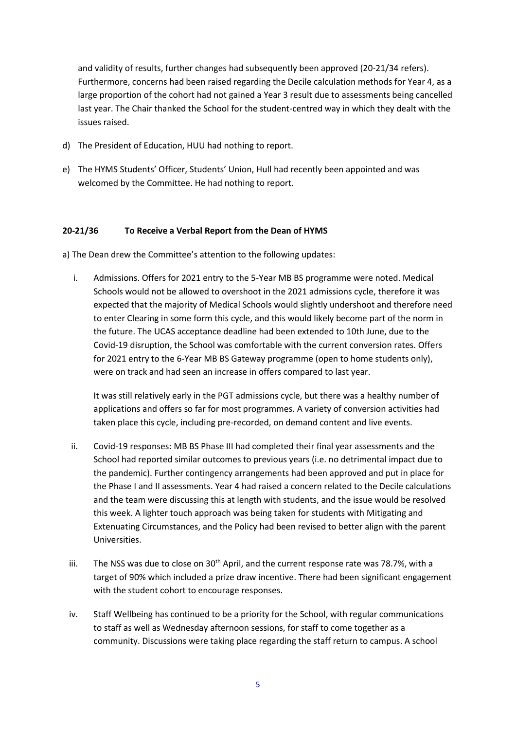and validity of results, further changes had subsequently been approved (20-21/34 refers). Furthermore, concerns had been raised regarding the Decile calculation methods for Year 4, as a large proportion of the cohort had not gained a Year 3 result due to assessments being cancelled last year. The Chair thanked the School for the student-centred way in which they dealt with the issues raised.

d) The President of Education, HUU had nothing to report.

e) The HYMS Students' Officer, Students' Union, Hull had recently been appointed and was welcomed by the Committee. He had nothing to report.

**20-21/36 To Receive a Verbal Report from the Dean of HYMS**

a) The Dean drew the Committee's attention to the following updates:

i. Admissions. Offers for 2021 entry to the 5-Year MB BS programme were noted. Medical Schools would not be allowed to overshoot in the 2021 admissions cycle, therefore it was expected that the majority of Medical Schools would slightly undershoot and therefore need to enter Clearing in some form this cycle, and this would likely become part of the norm in the future. The UCAS acceptance deadline had been extended to 10th June, due to the Covid-19 disruption, the School was comfortable with the current conversion rates. Offers for 2021 entry to the 6-Year MB BS Gateway programme (open to home students only), were on track and had seen an increase in offers compared to last year.

   It was still relatively early in the PGT admissions cycle, but there was a healthy number of applications and offers so far for most programmes. A variety of conversion activities had taken place this cycle, including pre-recorded, on demand content and live events.

ii. Covid-19 responses: MB BS Phase III had completed their final year assessments and the School had reported similar outcomes to previous years (i.e. no detrimental impact due to the pandemic). Further contingency arrangements had been approved and put in place for the Phase I and II assessments. Year 4 had raised a concern related to the Decile calculations and the team were discussing this at length with students, and the issue would be resolved this week. A lighter touch approach was being taken for students with Mitigating and Extenuating Circumstances, and the Policy had been revised to better align with the parent Universities.

iii. The NSS was due to close on 30th April, and the current response rate was 78.7%, with a target of 90% which included a prize draw incentive. There had been significant engagement with the student cohort to encourage responses.

iv. Staff Wellbeing has continued to be a priority for the School, with regular communications to staff as well as Wednesday afternoon sessions, for staff to come together as a community. Discussions were taking place regarding the staff return to campus. A school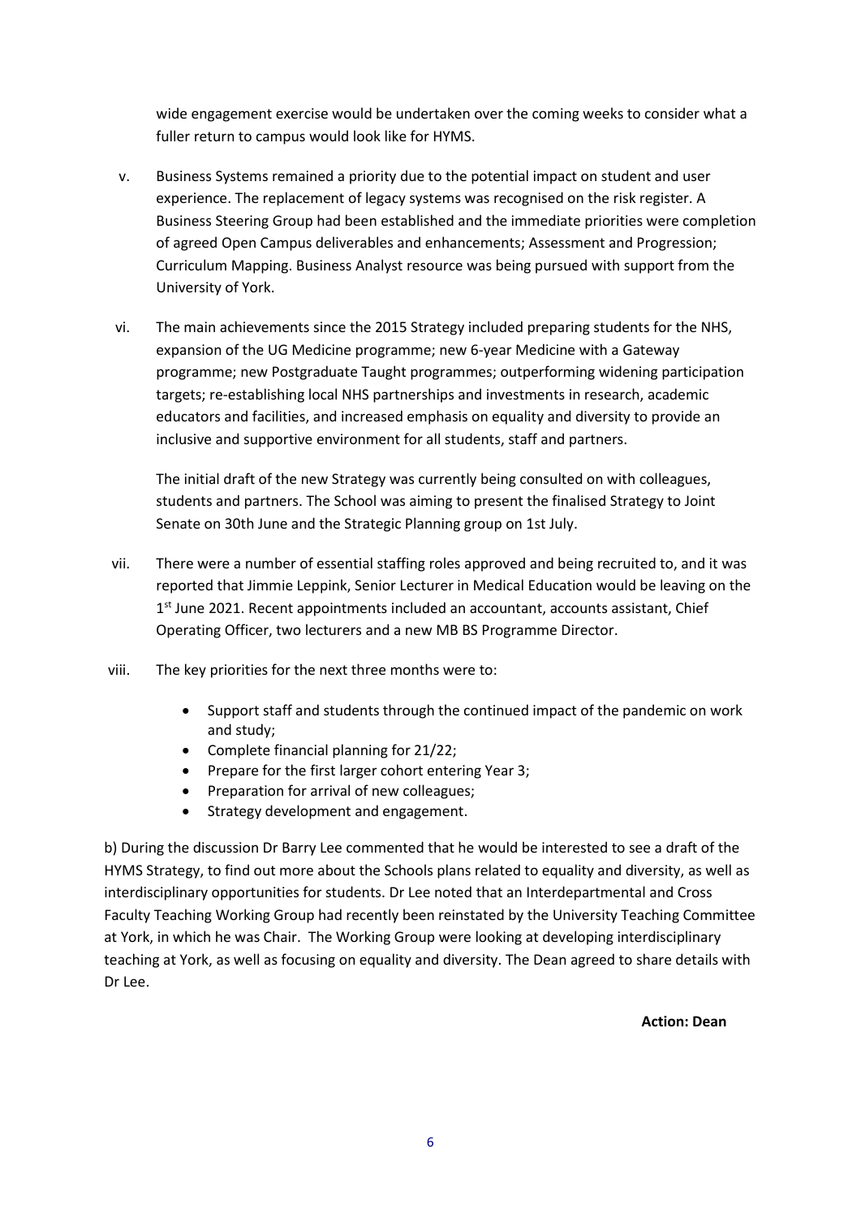wide engagement exercise would be undertaken over the coming weeks to consider what a fuller return to campus would look like for HYMS.

v. Business Systems remained a priority due to the potential impact on student and user experience. The replacement of legacy systems was recognised on the risk register. A Business Steering Group had been established and the immediate priorities were completion of agreed Open Campus deliverables and enhancements; Assessment and Progression; Curriculum Mapping. Business Analyst resource was being pursued with support from the University of York.

vi. The main achievements since the 2015 Strategy included preparing students for the NHS, expansion of the UG Medicine programme; new 6-year Medicine with a Gateway programme; new Postgraduate Taught programmes; outperforming widening participation targets; re-establishing local NHS partnerships and investments in research, academic educators and facilities, and increased emphasis on equality and diversity to provide an inclusive and supportive environment for all students, staff and partners.

   The initial draft of the new Strategy was currently being consulted on with colleagues, students and partners. The School was aiming to present the finalised Strategy to Joint Senate on 30th June and the Strategic Planning group on 1st July.

vii. There were a number of essential staffing roles approved and being recruited to, and it was reported that Jimmie Leppink, Senior Lecturer in Medical Education would be leaving on the 1st June 2021. Recent appointments included an accountant, accounts assistant, Chief Operating Officer, two lecturers and a new MB BS Programme Director.

viii. The key priorities for the next three months were to:

   - Support staff and students through the continued impact of the pandemic on work and study;
   - Complete financial planning for 21/22;
   - Prepare for the first larger cohort entering Year 3;
   - Preparation for arrival of new colleagues;
   - Strategy development and engagement.

b) During the discussion Dr Barry Lee commented that he would be interested to see a draft of the HYMS Strategy, to find out more about the Schools plans related to equality and diversity, as well as interdisciplinary opportunities for students. Dr Lee noted that an Interdepartmental and Cross Faculty Teaching Working Group had recently been reinstated by the University Teaching Committee at York, in which he was Chair. The Working Group were looking at developing interdisciplinary teaching at York, as well as focusing on equality and diversity. The Dean agreed to share details with Dr Lee.

**Action: Dean**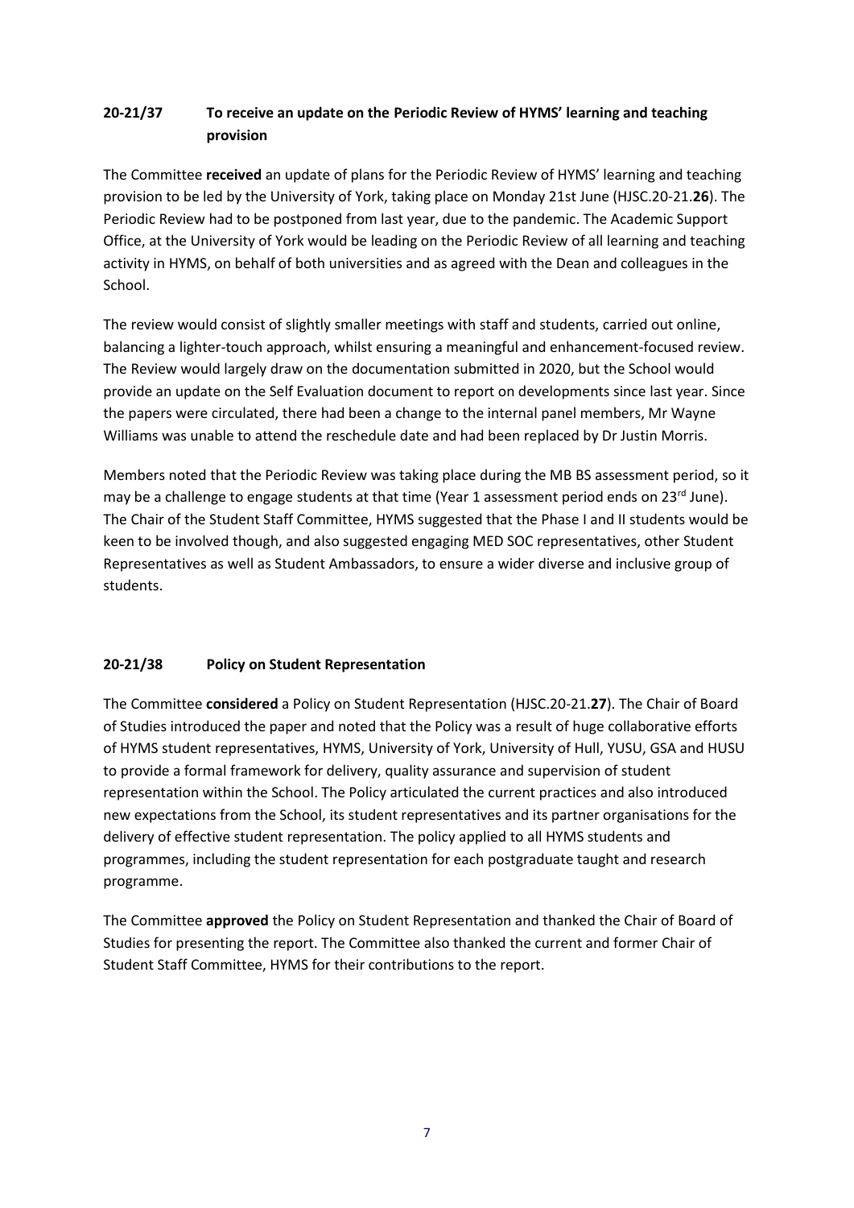### 20-21/37 To receive an update on the Periodic Review of HYMS' learning and teaching provision

The Committee **received** an update of plans for the Periodic Review of HYMS' learning and teaching provision to be led by the University of York, taking place on Monday 21st June (HJSC.20-21.**26**). The Periodic Review had to be postponed from last year, due to the pandemic. The Academic Support Office, at the University of York would be leading on the Periodic Review of all learning and teaching activity in HYMS, on behalf of both universities and as agreed with the Dean and colleagues in the School.

The review would consist of slightly smaller meetings with staff and students, carried out online, balancing a lighter-touch approach, whilst ensuring a meaningful and enhancement-focused review. The Review would largely draw on the documentation submitted in 2020, but the School would provide an update on the Self Evaluation document to report on developments since last year. Since the papers were circulated, there had been a change to the internal panel members, Mr Wayne Williams was unable to attend the reschedule date and had been replaced by Dr Justin Morris.

Members noted that the Periodic Review was taking place during the MB BS assessment period, so it may be a challenge to engage students at that time (Year 1 assessment period ends on 23rd June). The Chair of the Student Staff Committee, HYMS suggested that the Phase I and II students would be keen to be involved though, and also suggested engaging MED SOC representatives, other Student Representatives as well as Student Ambassadors, to ensure a wider diverse and inclusive group of students.

### 20-21/38 Policy on Student Representation

The Committee **considered** a Policy on Student Representation (HJSC.20-21.**27**). The Chair of Board of Studies introduced the paper and noted that the Policy was a result of huge collaborative efforts of HYMS student representatives, HYMS, University of York, University of Hull, YUSU, GSA and HUSU to provide a formal framework for delivery, quality assurance and supervision of student representation within the School. The Policy articulated the current practices and also introduced new expectations from the School, its student representatives and its partner organisations for the delivery of effective student representation. The policy applied to all HYMS students and programmes, including the student representation for each postgraduate taught and research programme.

The Committee **approved** the Policy on Student Representation and thanked the Chair of Board of Studies for presenting the report. The Committee also thanked the current and former Chair of Student Staff Committee, HYMS for their contributions to the report.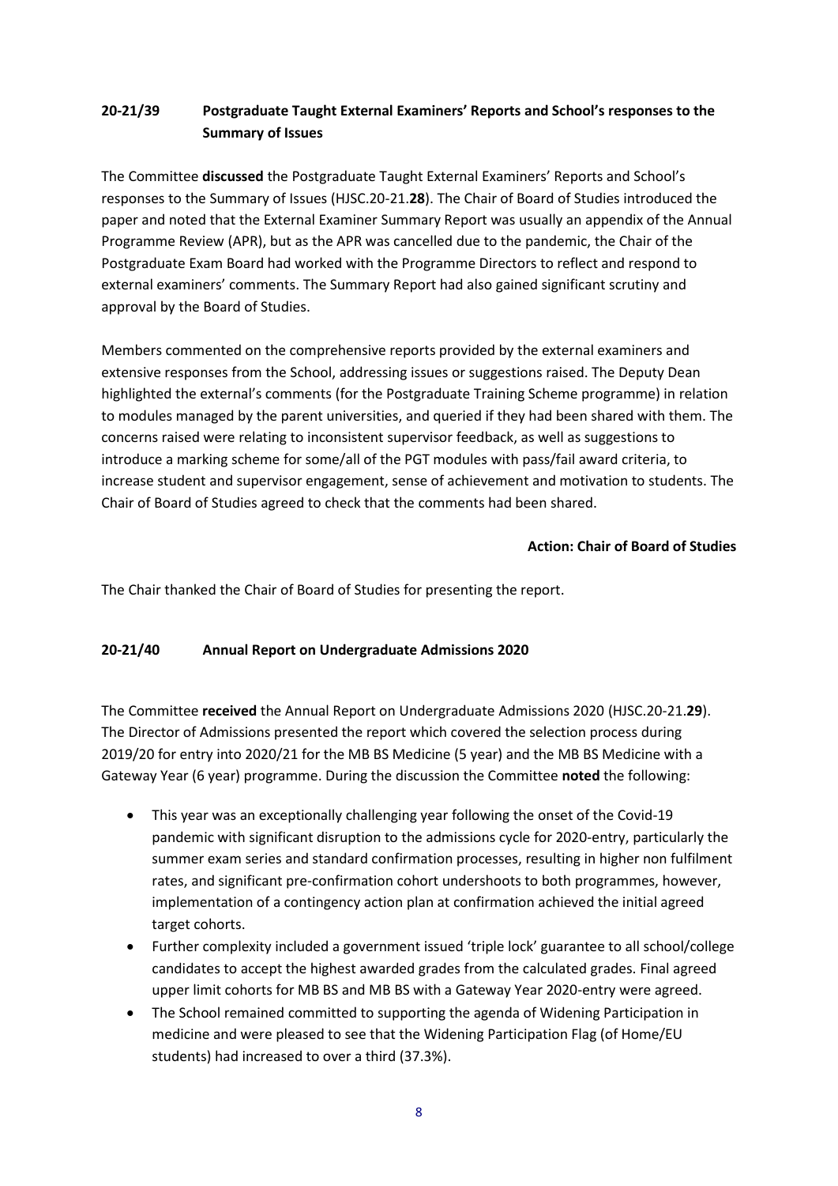## 20-21/39 Postgraduate Taught External Examiners' Reports and School's responses to the Summary of Issues

The Committee **discussed** the Postgraduate Taught External Examiners' Reports and School's responses to the Summary of Issues (HJSC.20-21.**28**). The Chair of Board of Studies introduced the paper and noted that the External Examiner Summary Report was usually an appendix of the Annual Programme Review (APR), but as the APR was cancelled due to the pandemic, the Chair of the Postgraduate Exam Board had worked with the Programme Directors to reflect and respond to external examiners' comments. The Summary Report had also gained significant scrutiny and approval by the Board of Studies.

Members commented on the comprehensive reports provided by the external examiners and extensive responses from the School, addressing issues or suggestions raised. The Deputy Dean highlighted the external's comments (for the Postgraduate Training Scheme programme) in relation to modules managed by the parent universities, and queried if they had been shared with them. The concerns raised were relating to inconsistent supervisor feedback, as well as suggestions to introduce a marking scheme for some/all of the PGT modules with pass/fail award criteria, to increase student and supervisor engagement, sense of achievement and motivation to students. The Chair of Board of Studies agreed to check that the comments had been shared.

**Action: Chair of Board of Studies**

The Chair thanked the Chair of Board of Studies for presenting the report.

## 20-21/40 Annual Report on Undergraduate Admissions 2020

The Committee **received** the Annual Report on Undergraduate Admissions 2020 (HJSC.20-21.**29**). The Director of Admissions presented the report which covered the selection process during 2019/20 for entry into 2020/21 for the MB BS Medicine (5 year) and the MB BS Medicine with a Gateway Year (6 year) programme. During the discussion the Committee **noted** the following:

- This year was an exceptionally challenging year following the onset of the Covid-19 pandemic with significant disruption to the admissions cycle for 2020-entry, particularly the summer exam series and standard confirmation processes, resulting in higher non fulfilment rates, and significant pre-confirmation cohort undershoots to both programmes, however, implementation of a contingency action plan at confirmation achieved the initial agreed target cohorts.
- Further complexity included a government issued 'triple lock' guarantee to all school/college candidates to accept the highest awarded grades from the calculated grades. Final agreed upper limit cohorts for MB BS and MB BS with a Gateway Year 2020-entry were agreed.
- The School remained committed to supporting the agenda of Widening Participation in medicine and were pleased to see that the Widening Participation Flag (of Home/EU students) had increased to over a third (37.3%).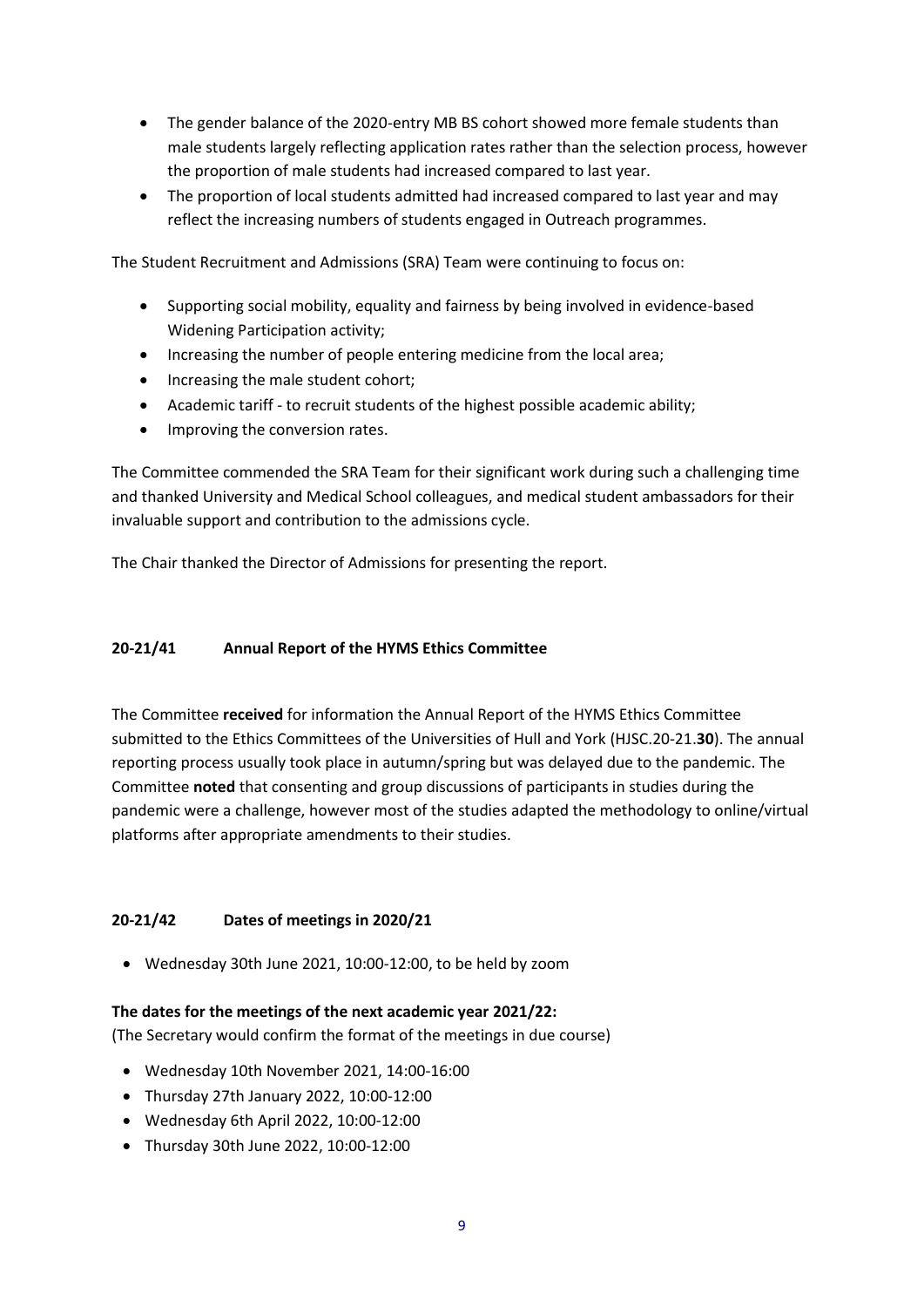- The gender balance of the 2020-entry MB BS cohort showed more female students than male students largely reflecting application rates rather than the selection process, however the proportion of male students had increased compared to last year.
- The proportion of local students admitted had increased compared to last year and may reflect the increasing numbers of students engaged in Outreach programmes.

The Student Recruitment and Admissions (SRA) Team were continuing to focus on:

- Supporting social mobility, equality and fairness by being involved in evidence-based Widening Participation activity;
- Increasing the number of people entering medicine from the local area;
- Increasing the male student cohort;
- Academic tariff - to recruit students of the highest possible academic ability;
- Improving the conversion rates.

The Committee commended the SRA Team for their significant work during such a challenging time and thanked University and Medical School colleagues, and medical student ambassadors for their invaluable support and contribution to the admissions cycle.

The Chair thanked the Director of Admissions for presenting the report.

### 20-21/41 Annual Report of the HYMS Ethics Committee

The Committee **received** for information the Annual Report of the HYMS Ethics Committee submitted to the Ethics Committees of the Universities of Hull and York (HJSC.20-21.**30**). The annual reporting process usually took place in autumn/spring but was delayed due to the pandemic. The Committee **noted** that consenting and group discussions of participants in studies during the pandemic were a challenge, however most of the studies adapted the methodology to online/virtual platforms after appropriate amendments to their studies.

### 20-21/42 Dates of meetings in 2020/21

- Wednesday 30th June 2021, 10:00-12:00, to be held by zoom

**The dates for the meetings of the next academic year 2021/22:**

(The Secretary would confirm the format of the meetings in due course)

- Wednesday 10th November 2021, 14:00-16:00
- Thursday 27th January 2022, 10:00-12:00
- Wednesday 6th April 2022, 10:00-12:00
- Thursday 30th June 2022, 10:00-12:00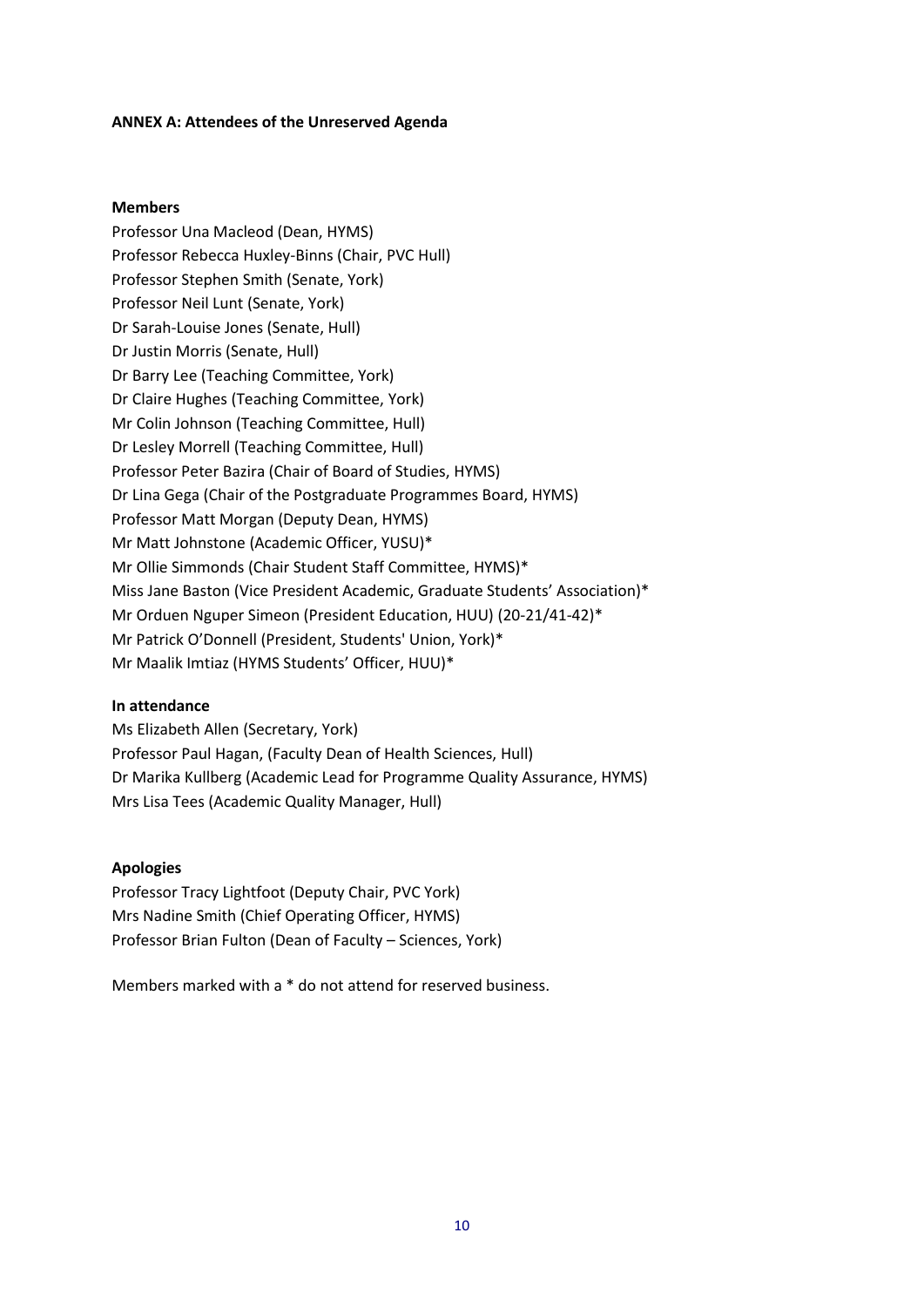**ANNEX A: Attendees of the Unreserved Agenda**

**Members**

Professor Una Macleod (Dean, HYMS)
Professor Rebecca Huxley-Binns (Chair, PVC Hull)
Professor Stephen Smith (Senate, York)
Professor Neil Lunt (Senate, York)
Dr Sarah-Louise Jones (Senate, Hull)
Dr Justin Morris (Senate, Hull)
Dr Barry Lee (Teaching Committee, York)
Dr Claire Hughes (Teaching Committee, York)
Mr Colin Johnson (Teaching Committee, Hull)
Dr Lesley Morrell (Teaching Committee, Hull)
Professor Peter Bazira (Chair of Board of Studies, HYMS)
Dr Lina Gega (Chair of the Postgraduate Programmes Board, HYMS)
Professor Matt Morgan (Deputy Dean, HYMS)
Mr Matt Johnstone (Academic Officer, YUSU)*
Mr Ollie Simmonds (Chair Student Staff Committee, HYMS)*
Miss Jane Baston (Vice President Academic, Graduate Students' Association)*
Mr Orduen Nguper Simeon (President Education, HUU) (20-21/41-42)*
Mr Patrick O'Donnell (President, Students' Union, York)*
Mr Maalik Imtiaz (HYMS Students' Officer, HUU)*

**In attendance**

Ms Elizabeth Allen (Secretary, York)
Professor Paul Hagan, (Faculty Dean of Health Sciences, Hull)
Dr Marika Kullberg (Academic Lead for Programme Quality Assurance, HYMS)
Mrs Lisa Tees (Academic Quality Manager, Hull)

**Apologies**

Professor Tracy Lightfoot (Deputy Chair, PVC York)
Mrs Nadine Smith (Chief Operating Officer, HYMS)
Professor Brian Fulton (Dean of Faculty – Sciences, York)

Members marked with a * do not attend for reserved business.